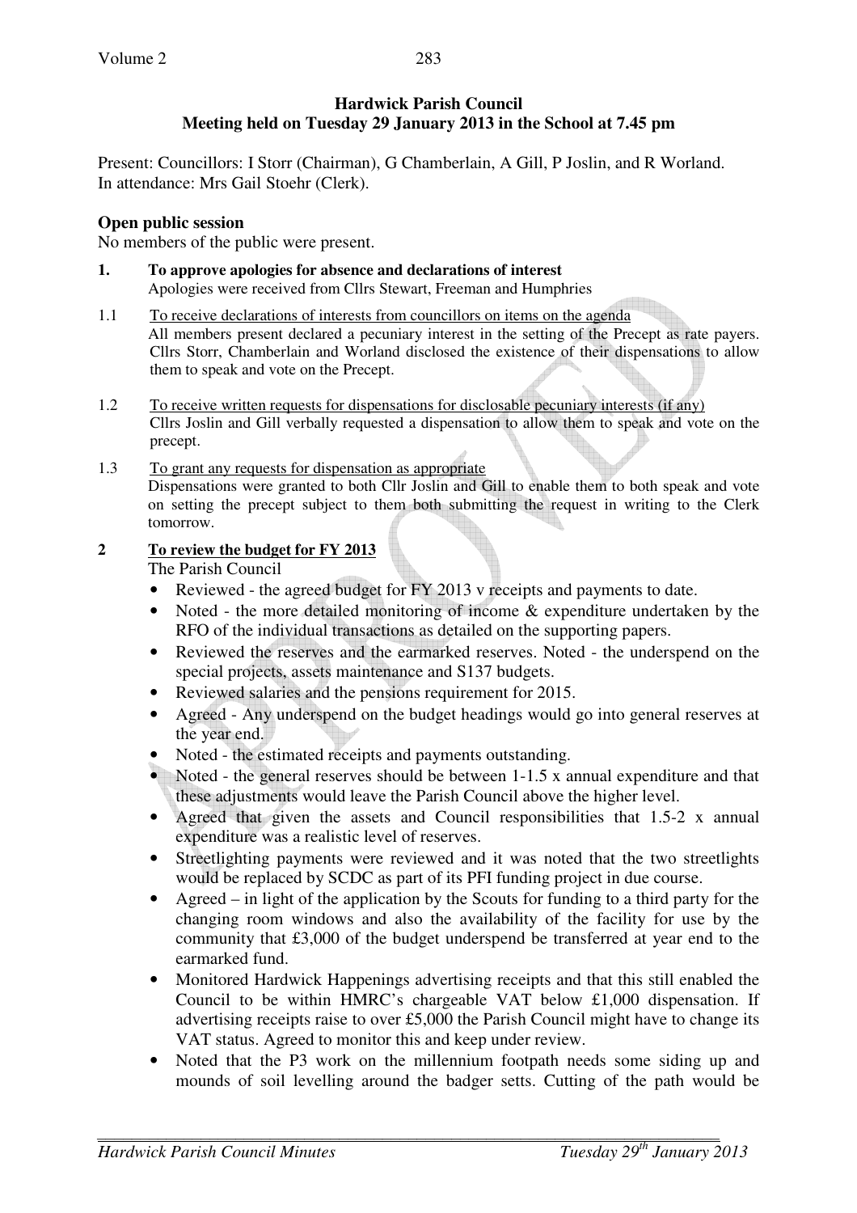**Hardwick Parish Council**
**Meeting held on Tuesday 29 January 2013 in the School at 7.45 pm**

Present: Councillors: I Storr (Chairman), G Chamberlain, A Gill, P Joslin, and R Worland.
In attendance: Mrs Gail Stoehr (Clerk).

**Open public session**

No members of the public were present.

**1. To approve apologies for absence and declarations of interest**

Apologies were received from Cllrs Stewart, Freeman and Humphries

1.1 To receive declarations of interests from councillors on items on the agenda

All members present declared a pecuniary interest in the setting of the Precept as rate payers. Cllrs Storr, Chamberlain and Worland disclosed the existence of their dispensations to allow them to speak and vote on the Precept.

1.2 To receive written requests for dispensations for disclosable pecuniary interests (if any)

Cllrs Joslin and Gill verbally requested a dispensation to allow them to speak and vote on the precept.

1.3 To grant any requests for dispensation as appropriate

Dispensations were granted to both Cllr Joslin and Gill to enable them to both speak and vote on setting the precept subject to them both submitting the request in writing to the Clerk tomorrow.

**2 To review the budget for FY 2013**

The Parish Council

- Reviewed - the agreed budget for FY 2013 v receipts and payments to date.
- Noted - the more detailed monitoring of income & expenditure undertaken by the RFO of the individual transactions as detailed on the supporting papers.
- Reviewed the reserves and the earmarked reserves. Noted - the underspend on the special projects, assets maintenance and S137 budgets.
- Reviewed salaries and the pensions requirement for 2015.
- Agreed - Any underspend on the budget headings would go into general reserves at the year end.
- Noted - the estimated receipts and payments outstanding.
- Noted - the general reserves should be between 1-1.5 x annual expenditure and that these adjustments would leave the Parish Council above the higher level.
- Agreed that given the assets and Council responsibilities that 1.5-2 x annual expenditure was a realistic level of reserves.
- Streetlighting payments were reviewed and it was noted that the two streetlights would be replaced by SCDC as part of its PFI funding project in due course.
- Agreed – in light of the application by the Scouts for funding to a third party for the changing room windows and also the availability of the facility for use by the community that £3,000 of the budget underspend be transferred at year end to the earmarked fund.
- Monitored Hardwick Happenings advertising receipts and that this still enabled the Council to be within HMRC's chargeable VAT below £1,000 dispensation. If advertising receipts raise to over £5,000 the Parish Council might have to change its VAT status. Agreed to monitor this and keep under review.
- Noted that the P3 work on the millennium footpath needs some siding up and mounds of soil levelling around the badger setts. Cutting of the path would be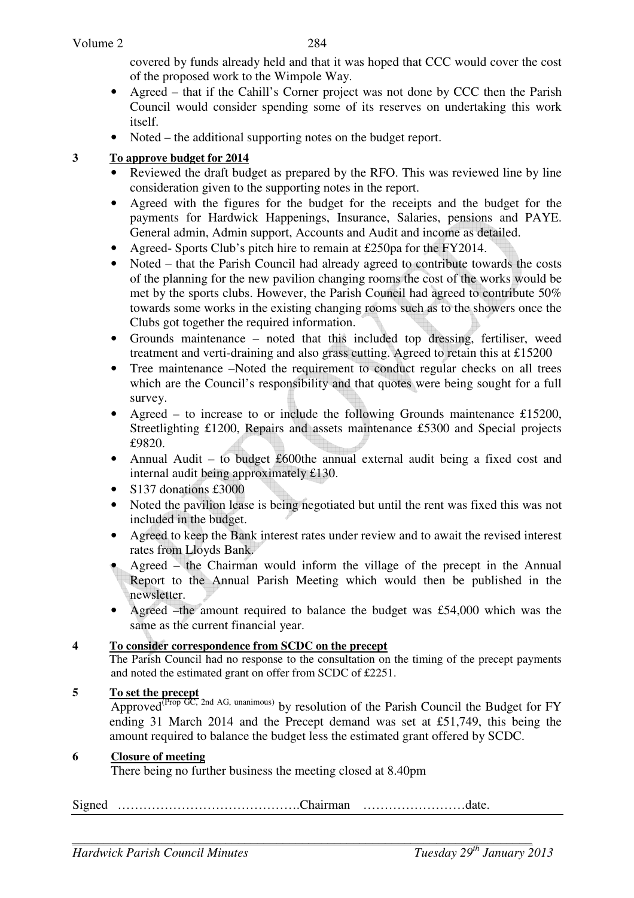covered by funds already held and that it was hoped that CCC would cover the cost of the proposed work to the Wimpole Way.

- Agreed – that if the Cahill's Corner project was not done by CCC then the Parish Council would consider spending some of its reserves on undertaking this work itself.
- Noted – the additional supporting notes on the budget report.

## 3 To approve budget for 2014

- Reviewed the draft budget as prepared by the RFO. This was reviewed line by line consideration given to the supporting notes in the report.
- Agreed with the figures for the budget for the receipts and the budget for the payments for Hardwick Happenings, Insurance, Salaries, pensions and PAYE. General admin, Admin support, Accounts and Audit and income as detailed.
- Agreed- Sports Club's pitch hire to remain at £250pa for the FY2014.
- Noted – that the Parish Council had already agreed to contribute towards the costs of the planning for the new pavilion changing rooms the cost of the works would be met by the sports clubs. However, the Parish Council had agreed to contribute 50% towards some works in the existing changing rooms such as to the showers once the Clubs got together the required information.
- Grounds maintenance – noted that this included top dressing, fertiliser, weed treatment and verti-draining and also grass cutting. Agreed to retain this at £15200
- Tree maintenance –Noted the requirement to conduct regular checks on all trees which are the Council's responsibility and that quotes were being sought for a full survey.
- Agreed – to increase to or include the following Grounds maintenance £15200, Streetlighting £1200, Repairs and assets maintenance £5300 and Special projects £9820.
- Annual Audit – to budget £600the annual external audit being a fixed cost and internal audit being approximately £130.
- S137 donations £3000
- Noted the pavilion lease is being negotiated but until the rent was fixed this was not included in the budget.
- Agreed to keep the Bank interest rates under review and to await the revised interest rates from Lloyds Bank.
- Agreed – the Chairman would inform the village of the precept in the Annual Report to the Annual Parish Meeting which would then be published in the newsletter.
- Agreed –the amount required to balance the budget was £54,000 which was the same as the current financial year.

## 4 To consider correspondence from SCDC on the precept

The Parish Council had no response to the consultation on the timing of the precept payments and noted the estimated grant on offer from SCDC of £2251.

## 5 To set the precept

Approved (Prop GC, 2nd AG, unanimous) by resolution of the Parish Council the Budget for FY ending 31 March 2014 and the Precept demand was set at £51,749, this being the amount required to balance the budget less the estimated grant offered by SCDC.

## 6 Closure of meeting

There being no further business the meeting closed at 8.40pm

Signed …………………………………….Chairman ……………………date.